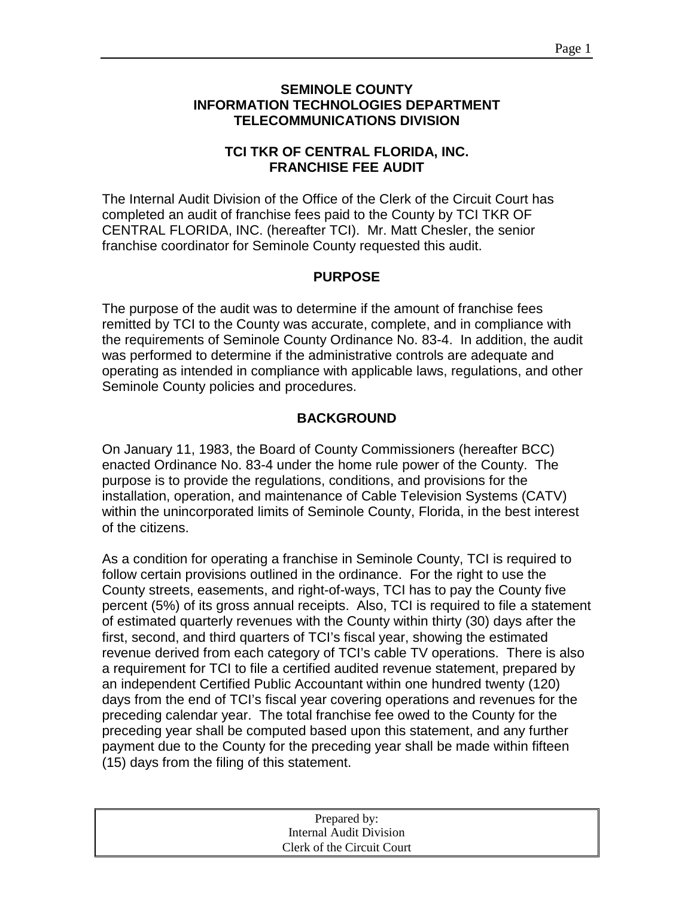**SEMINOLE COUNTY**
**INFORMATION TECHNOLOGIES DEPARTMENT**
**TELECOMMUNICATIONS DIVISION**

**TCI TKR OF CENTRAL FLORIDA, INC.**
**FRANCHISE FEE AUDIT**

The Internal Audit Division of the Office of the Clerk of the Circuit Court has completed an audit of franchise fees paid to the County by TCI TKR OF CENTRAL FLORIDA, INC. (hereafter TCI). Mr. Matt Chesler, the senior franchise coordinator for Seminole County requested this audit.

## PURPOSE

The purpose of the audit was to determine if the amount of franchise fees remitted by TCI to the County was accurate, complete, and in compliance with the requirements of Seminole County Ordinance No. 83-4. In addition, the audit was performed to determine if the administrative controls are adequate and operating as intended in compliance with applicable laws, regulations, and other Seminole County policies and procedures.

## BACKGROUND

On January 11, 1983, the Board of County Commissioners (hereafter BCC) enacted Ordinance No. 83-4 under the home rule power of the County. The purpose is to provide the regulations, conditions, and provisions for the installation, operation, and maintenance of Cable Television Systems (CATV) within the unincorporated limits of Seminole County, Florida, in the best interest of the citizens.

As a condition for operating a franchise in Seminole County, TCI is required to follow certain provisions outlined in the ordinance. For the right to use the County streets, easements, and right-of-ways, TCI has to pay the County five percent (5%) of its gross annual receipts. Also, TCI is required to file a statement of estimated quarterly revenues with the County within thirty (30) days after the first, second, and third quarters of TCI's fiscal year, showing the estimated revenue derived from each category of TCI's cable TV operations. There is also a requirement for TCI to file a certified audited revenue statement, prepared by an independent Certified Public Accountant within one hundred twenty (120) days from the end of TCI's fiscal year covering operations and revenues for the preceding calendar year. The total franchise fee owed to the County for the preceding year shall be computed based upon this statement, and any further payment due to the County for the preceding year shall be made within fifteen (15) days from the filing of this statement.

Prepared by:
Internal Audit Division
Clerk of the Circuit Court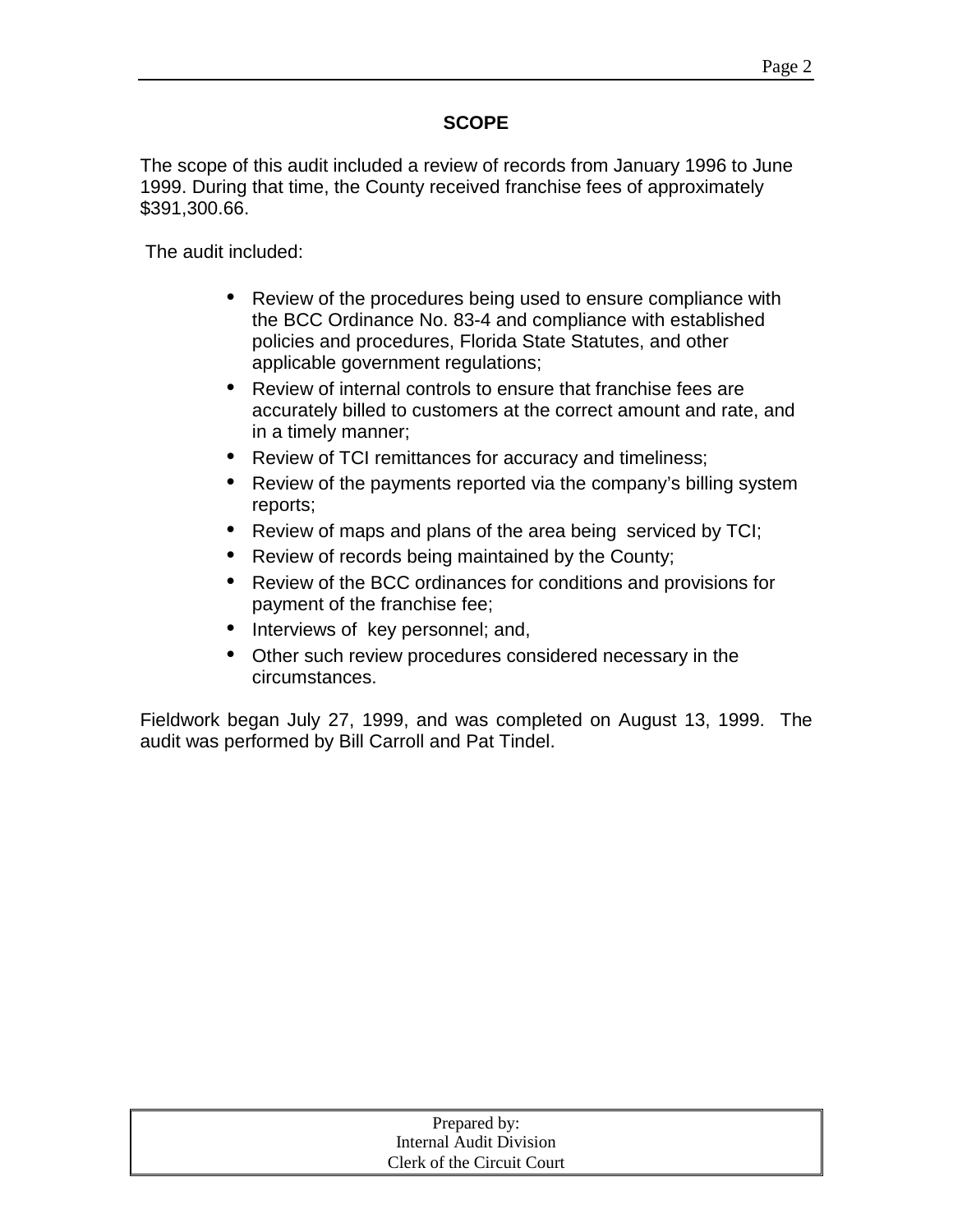## SCOPE

The scope of this audit included a review of records from January 1996 to June 1999. During that time, the County received franchise fees of approximately $391,300.66.

The audit included:

- Review of the procedures being used to ensure compliance with the BCC Ordinance No. 83-4 and compliance with established policies and procedures, Florida State Statutes, and other applicable government regulations;
- Review of internal controls to ensure that franchise fees are accurately billed to customers at the correct amount and rate, and in a timely manner;
- Review of TCI remittances for accuracy and timeliness;
- Review of the payments reported via the company's billing system reports;
- Review of maps and plans of the area being serviced by TCI;
- Review of records being maintained by the County;
- Review of the BCC ordinances for conditions and provisions for payment of the franchise fee;
- Interviews of key personnel; and,
- Other such review procedures considered necessary in the circumstances.

Fieldwork began July 27, 1999, and was completed on August 13, 1999. The audit was performed by Bill Carroll and Pat Tindel.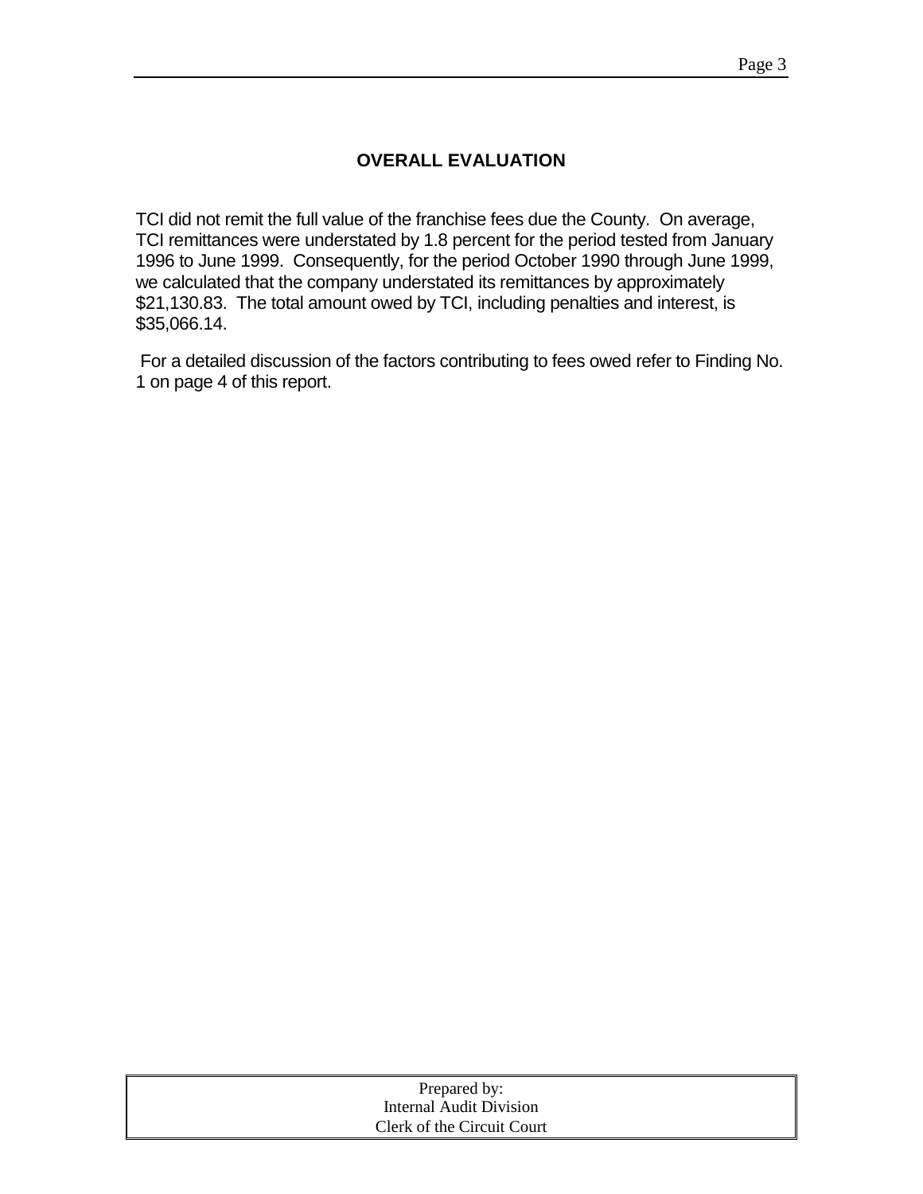## OVERALL EVALUATION

TCI did not remit the full value of the franchise fees due the County. On average, TCI remittances were understated by 1.8 percent for the period tested from January 1996 to June 1999. Consequently, for the period October 1990 through June 1999, we calculated that the company understated its remittances by approximately $21,130.83. The total amount owed by TCI, including penalties and interest, is $35,066.14.

For a detailed discussion of the factors contributing to fees owed refer to Finding No. 1 on page 4 of this report.

Prepared by:
Internal Audit Division
Clerk of the Circuit Court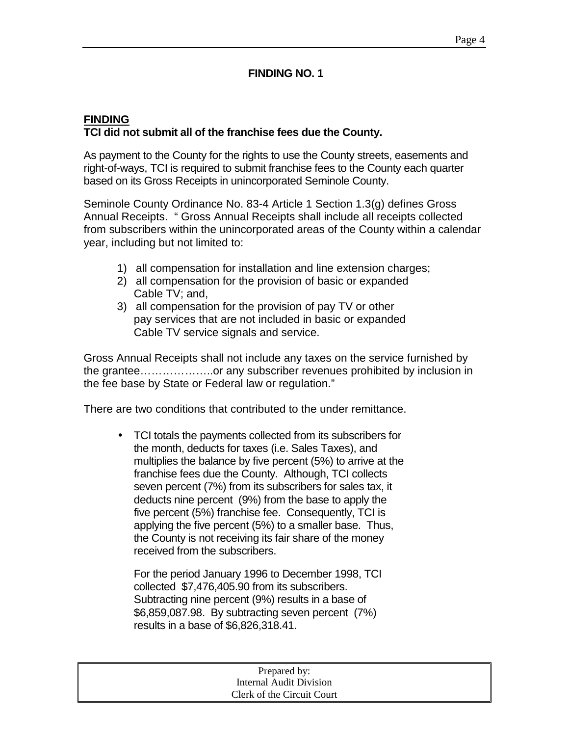## FINDING NO. 1

**FINDING**
**TCI did not submit all of the franchise fees due the County.**

As payment to the County for the rights to use the County streets, easements and right-of-ways, TCI is required to submit franchise fees to the County each quarter based on its Gross Receipts in unincorporated Seminole County.

Seminole County Ordinance No. 83-4 Article 1 Section 1.3(g) defines Gross Annual Receipts. " Gross Annual Receipts shall include all receipts collected from subscribers within the unincorporated areas of the County within a calendar year, including but not limited to:

1) all compensation for installation and line extension charges;
2) all compensation for the provision of basic or expanded Cable TV; and,
3) all compensation for the provision of pay TV or other pay services that are not included in basic or expanded Cable TV service signals and service.

Gross Annual Receipts shall not include any taxes on the service furnished by the grantee………………..or any subscriber revenues prohibited by inclusion in the fee base by State or Federal law or regulation."

There are two conditions that contributed to the under remittance.

- TCI totals the payments collected from its subscribers for the month, deducts for taxes (i.e. Sales Taxes), and multiplies the balance by five percent (5%) to arrive at the franchise fees due the County. Although, TCI collects seven percent (7%) from its subscribers for sales tax, it deducts nine percent (9%) from the base to apply the five percent (5%) franchise fee. Consequently, TCI is applying the five percent (5%) to a smaller base. Thus, the County is not receiving its fair share of the money received from the subscribers.

  For the period January 1996 to December 1998, TCI collected $7,476,405.90 from its subscribers. Subtracting nine percent (9%) results in a base of $6,859,087.98. By subtracting seven percent (7%) results in a base of $6,826,318.41.

Prepared by:
Internal Audit Division
Clerk of the Circuit Court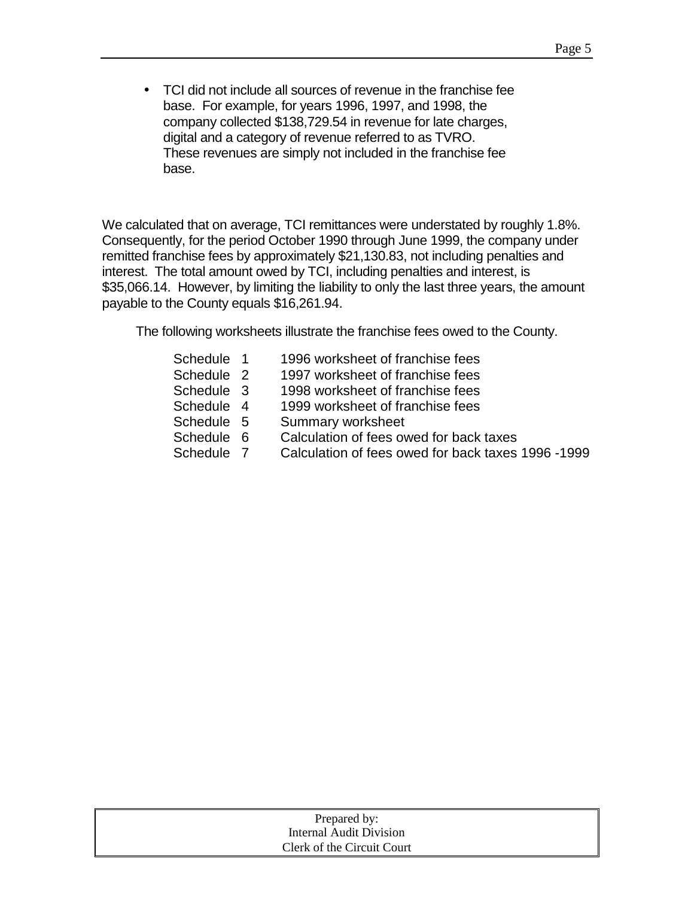- TCI did not include all sources of revenue in the franchise fee base. For example, for years 1996, 1997, and 1998, the company collected $138,729.54 in revenue for late charges, digital and a category of revenue referred to as TVRO. These revenues are simply not included in the franchise fee base.

We calculated that on average, TCI remittances were understated by roughly 1.8%. Consequently, for the period October 1990 through June 1999, the company under remitted franchise fees by approximately $21,130.83, not including penalties and interest. The total amount owed by TCI, including penalties and interest, is $35,066.14. However, by limiting the liability to only the last three years, the amount payable to the County equals $16,261.94.

The following worksheets illustrate the franchise fees owed to the County.

| | |
|---|---|
| Schedule 1 | 1996 worksheet of franchise fees |
| Schedule 2 | 1997 worksheet of franchise fees |
| Schedule 3 | 1998 worksheet of franchise fees |
| Schedule 4 | 1999 worksheet of franchise fees |
| Schedule 5 | Summary worksheet |
| Schedule 6 | Calculation of fees owed for back taxes |
| Schedule 7 | Calculation of fees owed for back taxes 1996 -1999 |

Prepared by:
Internal Audit Division
Clerk of the Circuit Court